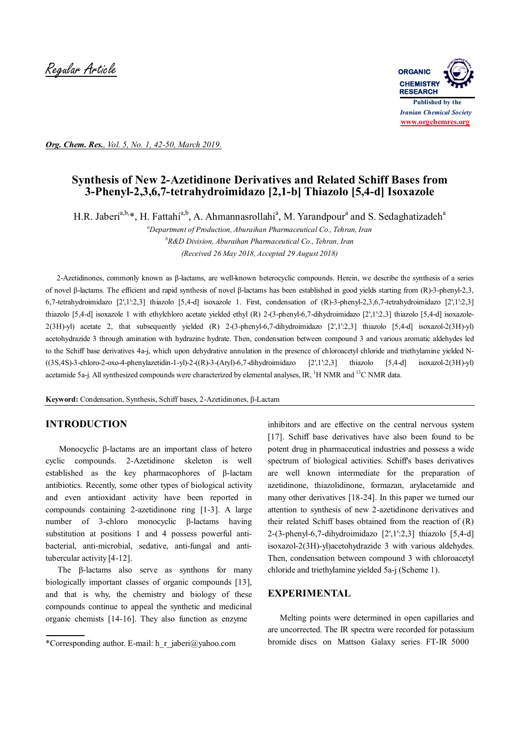Regular Article

# Synthesis of New 2-Azetidinone Derivatives and Related Schiff Bases from 3-Phenyl-2,3,6,7-tetrahydroimidazo [2,1-b] Thiazolo [5,4-d] Isoxazole

H.R. Jaberi[a,b,*], H. Fattahi[a,b], A. Ahmannasrollahi[a], M. Yarandpour[a] and S. Sedaghatizadeh[a]

[a]*Department of Production, Aburaihan Pharmaceutical Co., Tehran, Iran*

[b]*R&D Division, Aburaihan Pharmaceutical Co., Tehran, Iran*

*(Received 26 May 2018, Accepted 29 August 2018)*

2-Azetidinones, commonly known as β-lactams, are well-known heterocyclic compounds. Herein, we describe the synthesis of a series of novel β-lactams. The efficient and rapid synthesis of novel β-lactams has been established in good yields starting from (R)-3-phenyl-2,3,6,7-tetrahydroimidazo [2',1':2,3] thiazolo [5,4-d] isoxazole 1. First, condensation of (R)-3-phenyl-2,3,6,7-tetrahydroimidazo [2',1':2,3] thiazolo [5,4-d] isoxazole 1 with ethylchloro acetate yielded ethyl (R) 2-(3-phenyl-6,7-dihydroimidazo [2',1':2,3] thiazolo [5,4-d] isoxazole-2(3H)-yl) acetate 2, that subsequently yielded (R) 2-(3-phenyl-6,7-dihydroimidazo [2',1':2,3] thiazolo [5,4-d] isoxazol-2(3H)-yl) acetohydrazide 3 through amination with hydrazine hydrate. Then, condensation between compound 3 and various aromatic aldehydes led to the Schiff base derivatives 4a-j, which upon dehydrative annulation in the presence of chloroacetyl chloride and triethylamine yielded N-((3S,4S)-3-chloro-2-oxo-4-phenylazetidin-1-yl)-2-((R)-3-(Aryl)-6,7-dihydroimidazo [2',1':2,3] thiazolo [5,4-d] isoxazol-2(3H)-yl) acetamide 5a-j. All synthesized compounds were characterized by elemental analyses, IR, $^1$H NMR and $^{13}$C NMR data.

**Keyword:** Condensation, Synthesis, Schiff bases, 2-Azetidinones, β-Lactam

## INTRODUCTION

Monocyclic β-lactams are an important class of hetero cyclic compounds. 2-Azetidinone skeleton is well established as the key pharmacophores of β-lactam antibiotics. Recently, some other types of biological activity and even antioxidant activity have been reported in compounds containing 2-azetidinone ring [1-3]. A large number of 3-chloro monocyclic β-lactams having substitution at positions 1 and 4 possess powerful anti-bacterial, anti-microbial, sedative, anti-fungal and anti-tubercular activity [4-12].

The β-lactams also serve as synthons for many biologically important classes of organic compounds [13], and that is why, the chemistry and biology of these compounds continue to appeal the synthetic and medicinal organic chemists [14-16]. They also function as enzyme inhibitors and are effective on the central nervous system [17]. Schiff base derivatives have also been found to be potent drug in pharmaceutical industries and possess a wide spectrum of biological activities. Schiff's bases derivatives are well known intermediate for the preparation of azetidinone, thiazolidinone, formazan, arylacetamide and many other derivatives [18-24]. In this paper we turned our attention to synthesis of new 2-azetidinone derivatives and their related Schiff bases obtained from the reaction of (R) 2-(3-phenyl-6,7-dihydroimidazo [2',1':2,3] thiazolo [5,4-d] isoxazol-2(3H)-yl)acetohydrazide 3 with various aldehydes. Then, condensation between compound 3 with chloroacetyl chloride and triethylamine yielded 5a-j (Scheme 1).

## EXPERIMENTAL

Melting points were determined in open capillaries and are uncorrected. The IR spectra were recorded for potassium bromide discs on Mattson Galaxy series FT-IR 5000

*Corresponding author. E-mail: h_r_jaberi@yahoo.com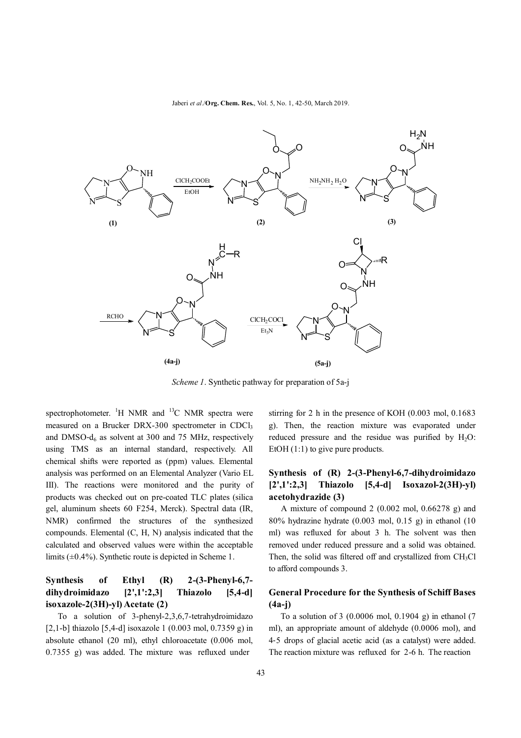*Scheme 1*. Synthetic pathway for preparation of 5a-j

spectrophotometer. $^{1}H$ NMR and $^{13}C$ NMR spectra were measured on a Brucker DRX-300 spectrometer in $CDCl_3$ and DMSO-$d_6$ as solvent at 300 and 75 MHz, respectively using TMS as an internal standard, respectively. All chemical shifts were reported as (ppm) values. Elemental analysis was performed on an Elemental Analyzer (Vario EL III). The reactions were monitored and the purity of products was checked out on pre-coated TLC plates (silica gel, aluminum sheets 60 F254, Merck). Spectral data (IR, NMR) confirmed the structures of the synthesized compounds. Elemental (C, H, N) analysis indicated that the calculated and observed values were within the acceptable limits (±0.4%). Synthetic route is depicted in Scheme 1.

## Synthesis of Ethyl (R) 2-(3-Phenyl-6,7-dihydroimidazo [2',1':2,3] Thiazolo [5,4-d] isoxazole-2(3H)-yl) Acetate (2)

To a solution of 3-phenyl-2,3,6,7-tetrahydroimidazo [2,1-b] thiazolo [5,4-d] isoxazole 1 (0.003 mol, 0.7359 g) in absolute ethanol (20 ml), ethyl chloroacetate (0.006 mol, 0.7355 g) was added. The mixture was refluxed under stirring for 2 h in the presence of KOH (0.003 mol, 0.1683 g). Then, the reaction mixture was evaporated under reduced pressure and the residue was purified by $H_2O$: EtOH (1:1) to give pure products.

## Synthesis of (R) 2-(3-Phenyl-6,7-dihydroimidazo [2',1':2,3] Thiazolo [5,4-d] Isoxazol-2(3H)-yl) acetohydrazide (3)

A mixture of compound 2 (0.002 mol, 0.66278 g) and 80% hydrazine hydrate (0.003 mol, 0.15 g) in ethanol (10 ml) was refluxed for about 3 h. The solvent was then removed under reduced pressure and a solid was obtained. Then, the solid was filtered off and crystallized from $CH_3Cl$ to afford compounds 3.

## General Procedure for the Synthesis of Schiff Bases (4a-j)

To a solution of 3 (0.0006 mol, 0.1904 g) in ethanol (7 ml), an appropriate amount of aldehyde (0.0006 mol), and 4-5 drops of glacial acetic acid (as a catalyst) were added. The reaction mixture was refluxed for 2-6 h. The reaction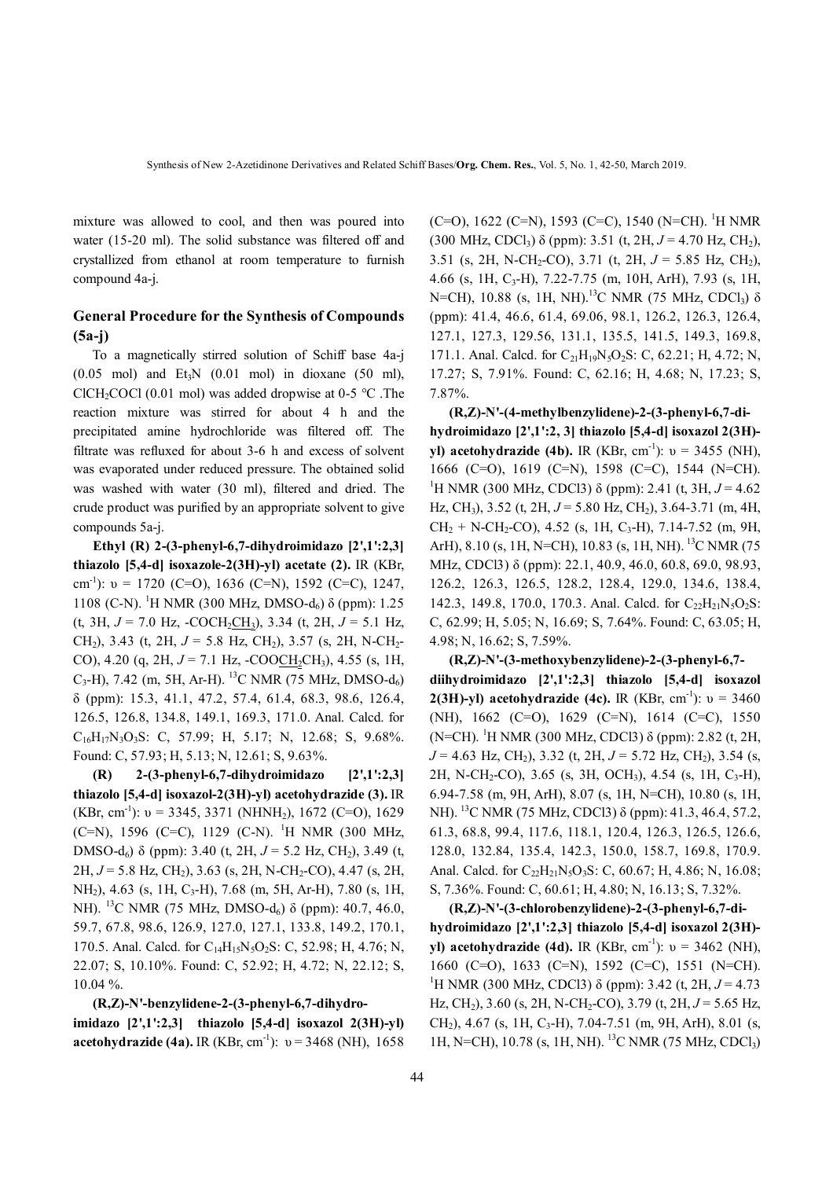mixture was allowed to cool, and then was poured into water (15-20 ml). The solid substance was filtered off and crystallized from ethanol at room temperature to furnish compound 4a-j.

## General Procedure for the Synthesis of Compounds (5a-j)

To a magnetically stirred solution of Schiff base 4a-j (0.05 mol) and $Et_3N$ (0.01 mol) in dioxane (50 ml), $ClCH_2COCl$ (0.01 mol) was added dropwise at 0-5 °C .The reaction mixture was stirred for about 4 h and the precipitated amine hydrochloride was filtered off. The filtrate was refluxed for about 3-6 h and excess of solvent was evaporated under reduced pressure. The obtained solid was washed with water (30 ml), filtered and dried. The crude product was purified by an appropriate solvent to give compounds 5a-j.

**Ethyl (R) 2-(3-phenyl-6,7-dihydroimidazo [2',1':2,3] thiazolo [5,4-d] isoxazole-2(3H)-yl) acetate (2).** IR (KBr, $cm^{-1}$): υ = 1720 (C=O), 1636 (C=N), 1592 (C=C), 1247, 1108 (C-N). $^1H$ NMR (300 MHz, DMSO-$d_6$) δ (ppm): 1.25 (t, 3H, $J$ = 7.0 Hz, -$COCH_2\underline{CH_3}$), 3.34 (t, 2H, $J$ = 5.1 Hz, $CH_2$), 3.43 (t, 2H, $J$ = 5.8 Hz, $CH_2$), 3.57 (s, 2H, N-$CH_2$-CO), 4.20 (q, 2H, $J$ = 7.1 Hz, -$COO\underline{CH_2}CH_3$), 4.55 (s, 1H, $C_3$-H), 7.42 (m, 5H, Ar-H). $^{13}C$ NMR (75 MHz, DMSO-$d_6$) δ (ppm): 15.3, 41.1, 47.2, 57.4, 61.4, 68.3, 98.6, 126.4, 126.5, 126.8, 134.8, 149.1, 169.3, 171.0. Anal. Calcd. for $C_{16}H_{17}N_3O_3S$: C, 57.99; H, 5.17; N, 12.68; S, 9.68%. Found: C, 57.93; H, 5.13; N, 12.61; S, 9.63%.

**(R) 2-(3-phenyl-6,7-dihydroimidazo [2',1':2,3] thiazolo [5,4-d] isoxazol-2(3H)-yl) acetohydrazide (3).** IR (KBr, $cm^{-1}$): υ = 3345, 3371 ($NHNH_2$), 1672 (C=O), 1629 (C=N), 1596 (C=C), 1129 (C-N). $^1H$ NMR (300 MHz, DMSO-$d_6$) δ (ppm): 3.40 (t, 2H, $J$ = 5.2 Hz, $CH_2$), 3.49 (t, 2H, $J$ = 5.8 Hz, $CH_2$), 3.63 (s, 2H, N-$CH_2$-CO), 4.47 (s, 2H, $NH_2$), 4.63 (s, 1H, $C_3$-H), 7.68 (m, 5H, Ar-H), 7.80 (s, 1H, NH). $^{13}C$ NMR (75 MHz, DMSO-$d_6$) δ (ppm): 40.7, 46.0, 59.7, 67.8, 98.6, 126.9, 127.0, 127.1, 133.8, 149.2, 170.1, 170.5. Anal. Calcd. for $C_{14}H_{15}N_5O_2S$: C, 52.98; H, 4.76; N, 22.07; S, 10.10%. Found: C, 52.92; H, 4.72; N, 22.12; S, 10.04 %.

**(R,Z)-N'-benzylidene-2-(3-phenyl-6,7-dihydro-imidazo [2',1':2,3] thiazolo [5,4-d] isoxazol 2(3H)-yl) acetohydrazide (4a).** IR (KBr, $cm^{-1}$): υ = 3468 (NH), 1658 (C=O), 1622 (C=N), 1593 (C=C), 1540 (N=CH). $^1H$ NMR (300 MHz, $CDCl_3$) δ (ppm): 3.51 (t, 2H, $J$ = 4.70 Hz, $CH_2$), 3.51 (s, 2H, N-$CH_2$-CO), 3.71 (t, 2H, $J$ = 5.85 Hz, $CH_2$), 4.66 (s, 1H, $C_3$-H), 7.22-7.75 (m, 10H, ArH), 7.93 (s, 1H, N=CH), 10.88 (s, 1H, NH). $^{13}C$ NMR (75 MHz, $CDCl_3$) δ (ppm): 41.4, 46.6, 61.4, 69.06, 98.1, 126.2, 126.3, 126.4, 127.1, 127.3, 129.56, 131.1, 135.5, 141.5, 149.3, 169.8, 171.1. Anal. Calcd. for $C_{21}H_{19}N_5O_2S$: C, 62.21; H, 4.72; N, 17.27; S, 7.91%. Found: C, 62.16; H, 4.68; N, 17.23; S, 7.87%.

**(R,Z)-N'-(4-methylbenzylidene)-2-(3-phenyl-6,7-di-hydroimidazo [2',1':2, 3] thiazolo [5,4-d] isoxazol 2(3H)-yl) acetohydrazide (4b).** IR (KBr, $cm^{-1}$): υ = 3455 (NH), 1666 (C=O), 1619 (C=N), 1598 (C=C), 1544 (N=CH). $^1H$ NMR (300 MHz, CDCl3) δ (ppm): 2.41 (t, 3H, $J$ = 4.62 Hz, $CH_3$), 3.52 (t, 2H, $J$ = 5.80 Hz, $CH_2$), 3.64-3.71 (m, 4H, $CH_2$ + N-$CH_2$-CO), 4.52 (s, 1H, $C_3$-H), 7.14-7.52 (m, 9H, ArH), 8.10 (s, 1H, N=CH), 10.83 (s, 1H, NH). $^{13}C$ NMR (75 MHz, CDCl3) δ (ppm): 22.1, 40.9, 46.0, 60.8, 69.0, 98.93, 126.2, 126.3, 126.5, 128.2, 128.4, 129.0, 134.6, 138.4, 142.3, 149.8, 170.0, 170.3. Anal. Calcd. for $C_{22}H_{21}N_5O_2S$: C, 62.99; H, 5.05; N, 16.69; S, 7.64%. Found: C, 63.05; H, 4.98; N, 16.62; S, 7.59%.

**(R,Z)-N'-(3-methoxybenzylidene)-2-(3-phenyl-6,7-diihydroimidazo [2',1':2,3] thiazolo [5,4-d] isoxazol 2(3H)-yl) acetohydrazide (4c).** IR (KBr, $cm^{-1}$): υ = 3460 (NH), 1662 (C=O), 1629 (C=N), 1614 (C=C), 1550 (N=CH). $^1H$ NMR (300 MHz, CDCl3) δ (ppm): 2.82 (t, 2H, $J$ = 4.63 Hz, $CH_2$), 3.32 (t, 2H, $J$ = 5.72 Hz, $CH_2$), 3.54 (s, 2H, N-$CH_2$-CO), 3.65 (s, 3H, $OCH_3$), 4.54 (s, 1H, $C_3$-H), 6.94-7.58 (m, 9H, ArH), 8.07 (s, 1H, N=CH), 10.80 (s, 1H, NH). $^{13}C$ NMR (75 MHz, CDCl3) δ (ppm): 41.3, 46.4, 57.2, 61.3, 68.8, 99.4, 117.6, 118.1, 120.4, 126.3, 126.5, 126.6, 128.0, 132.84, 135.4, 142.3, 150.0, 158.7, 169.8, 170.9. Anal. Calcd. for $C_{22}H_{21}N_5O_3S$: C, 60.67; H, 4.86; N, 16.08; S, 7.36%. Found: C, 60.61; H, 4.80; N, 16.13; S, 7.32%.

**(R,Z)-N'-(3-chlorobenzylidene)-2-(3-phenyl-6,7-di-hydroimidazo [2',1':2,3] thiazolo [5,4-d] isoxazol 2(3H)-yl) acetohydrazide (4d).** IR (KBr, $cm^{-1}$): υ = 3462 (NH), 1660 (C=O), 1633 (C=N), 1592 (C=C), 1551 (N=CH). $^1H$ NMR (300 MHz, CDCl3) δ (ppm): 3.42 (t, 2H, $J$ = 4.73 Hz, $CH_2$), 3.60 (s, 2H, N-$CH_2$-CO), 3.79 (t, 2H, $J$ = 5.65 Hz, $CH_2$), 4.67 (s, 1H, $C_3$-H), 7.04-7.51 (m, 9H, ArH), 8.01 (s, 1H, N=CH), 10.78 (s, 1H, NH). $^{13}C$ NMR (75 MHz, $CDCl_3$)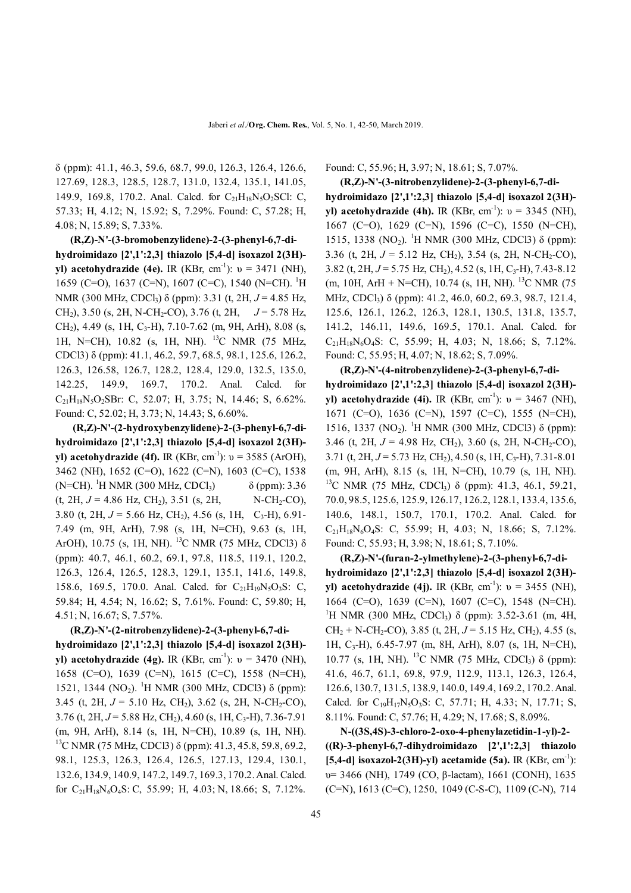δ (ppm): 41.1, 46.3, 59.6, 68.7, 99.0, 126.3, 126.4, 126.6, 127.69, 128.3, 128.5, 128.7, 131.0, 132.4, 135.1, 141.05, 149.9, 169.8, 170.2. Anal. Calcd. for $C_{21}H_{18}N_5O_2SCl$: C, 57.33; H, 4.12; N, 15.92; S, 7.29%. Found: C, 57.28; H, 4.08; N, 15.89; S, 7.33%.

**(R,Z)-N'-(3-bromobenzylidene)-2-(3-phenyl-6,7-dihydroimidazo [2',1':2,3] thiazolo [5,4-d] isoxazol 2(3H)-yl) acetohydrazide (4e).** IR (KBr, $cm^{-1}$): υ = 3471 (NH), 1659 (C=O), 1637 (C=N), 1607 (C=C), 1540 (N=CH). $^1H$ NMR (300 MHz, $CDCl_3$) δ (ppm): 3.31 (t, 2H, $J$ = 4.85 Hz, $CH_2$), 3.50 (s, 2H, N-$CH_2$-CO), 3.76 (t, 2H, $J$ = 5.78 Hz, $CH_2$), 4.49 (s, 1H, $C_3$-H), 7.10-7.62 (m, 9H, ArH), 8.08 (s, 1H, N=CH), 10.82 (s, 1H, NH). $^{13}C$ NMR (75 MHz, CDCl3) δ (ppm): 41.1, 46.2, 59.7, 68.5, 98.1, 125.6, 126.2, 126.3, 126.58, 126.7, 128.2, 128.4, 129.0, 132.5, 135.0, 142.25, 149.9, 169.7, 170.2. Anal. Calcd. for $C_{21}H_{18}N_5O_2SBr$: C, 52.07; H, 3.75; N, 14.46; S, 6.62%. Found: C, 52.02; H, 3.73; N, 14.43; S, 6.60%.

**(R,Z)-N'-(2-hydroxybenzylidene)-2-(3-phenyl-6,7-dihydroimidazo [2',1':2,3] thiazolo [5,4-d] isoxazol 2(3H)-yl) acetohydrazide (4f).** IR (KBr, $cm^{-1}$): υ = 3585 (ArOH), 3462 (NH), 1652 (C=O), 1622 (C=N), 1603 (C=C), 1538 (N=CH). $^1H$ NMR (300 MHz, $CDCl_3$) δ (ppm): 3.36 (t, 2H, $J$ = 4.86 Hz, $CH_2$), 3.51 (s, 2H, N-$CH_2$-CO), 3.80 (t, 2H, $J$ = 5.66 Hz, $CH_2$), 4.56 (s, 1H, $C_3$-H), 6.91-7.49 (m, 9H, ArH), 7.98 (s, 1H, N=CH), 9.63 (s, 1H, ArOH), 10.75 (s, 1H, NH). $^{13}C$ NMR (75 MHz, CDCl3) δ (ppm): 40.7, 46.1, 60.2, 69.1, 97.8, 118.5, 119.1, 120.2, 126.3, 126.4, 126.5, 128.3, 129.1, 135.1, 141.6, 149.8, 158.6, 169.5, 170.0. Anal. Calcd. for $C_{21}H_{19}N_5O_3S$: C, 59.84; H, 4.54; N, 16.62; S, 7.61%. Found: C, 59.80; H, 4.51; N, 16.67; S, 7.57%.

**(R,Z)-N'-(2-nitrobenzylidene)-2-(3-phenyl-6,7-dihydroimidazo [2',1':2,3] thiazolo [5,4-d] isoxazol 2(3H)-yl) acetohydrazide (4g).** IR (KBr, $cm^{-1}$): υ = 3470 (NH), 1658 (C=O), 1639 (C=N), 1615 (C=C), 1558 (N=CH), 1521, 1344 ($NO_2$). $^1H$ NMR (300 MHz, CDCl3) δ (ppm): 3.45 (t, 2H, $J$ = 5.10 Hz, $CH_2$), 3.62 (s, 2H, N-$CH_2$-CO), 3.76 (t, 2H, $J$ = 5.88 Hz, $CH_2$), 4.60 (s, 1H, $C_3$-H), 7.36-7.91 (m, 9H, ArH), 8.14 (s, 1H, N=CH), 10.89 (s, 1H, NH). $^{13}C$ NMR (75 MHz, CDCl3) δ (ppm): 41.3, 45.8, 59.8, 69.2, 98.1, 125.3, 126.3, 126.4, 126.5, 127.13, 129.4, 130.1, 132.6, 134.9, 140.9, 147.2, 149.7, 169.3, 170.2. Anal. Calcd. for $C_{21}H_{18}N_6O_4S$: C, 55.99; H, 4.03; N, 18.66; S, 7.12%. Found: C, 55.96; H, 3.97; N, 18.61; S, 7.07%.

**(R,Z)-N'-(3-nitrobenzylidene)-2-(3-phenyl-6,7-dihydroimidazo [2',1':2,3] thiazolo [5,4-d] isoxazol 2(3H)-yl) acetohydrazide (4h).** IR (KBr, $cm^{-1}$): υ = 3345 (NH), 1667 (C=O), 1629 (C=N), 1596 (C=C), 1550 (N=CH), 1515, 1338 ($NO_2$). $^1H$ NMR (300 MHz, CDCl3) δ (ppm): 3.36 (t, 2H, $J$ = 5.12 Hz, $CH_2$), 3.54 (s, 2H, N-$CH_2$-CO), 3.82 (t, 2H, $J$ = 5.75 Hz, $CH_2$), 4.52 (s, 1H, $C_3$-H), 7.43-8.12 (m, 10H, ArH + N=CH), 10.74 (s, 1H, NH). $^{13}C$ NMR (75 MHz, $CDCl_3$) δ (ppm): 41.2, 46.0, 60.2, 69.3, 98.7, 121.4, 125.6, 126.1, 126.2, 126.3, 128.1, 130.5, 131.8, 135.7, 141.2, 146.11, 149.6, 169.5, 170.1. Anal. Calcd. for $C_{21}H_{18}N_6O_4S$: C, 55.99; H, 4.03; N, 18.66; S, 7.12%. Found: C, 55.95; H, 4.07; N, 18.62; S, 7.09%.

**(R,Z)-N'-(4-nitrobenzylidene)-2-(3-phenyl-6,7-dihydroimidazo [2',1':2,3] thiazolo [5,4-d] isoxazol 2(3H)-yl) acetohydrazide (4i).** IR (KBr, $cm^{-1}$): υ = 3467 (NH), 1671 (C=O), 1636 (C=N), 1597 (C=C), 1555 (N=CH), 1516, 1337 ($NO_2$). $^1H$ NMR (300 MHz, CDCl3) δ (ppm): 3.46 (t, 2H, $J$ = 4.98 Hz, $CH_2$), 3.60 (s, 2H, N-$CH_2$-CO), 3.71 (t, 2H, $J$ = 5.73 Hz, $CH_2$), 4.50 (s, 1H, $C_3$-H), 7.31-8.01 (m, 9H, ArH), 8.15 (s, 1H, N=CH), 10.79 (s, 1H, NH). $^{13}C$ NMR (75 MHz, $CDCl_3$) δ (ppm): 41.3, 46.1, 59.21, 70.0, 98.5, 125.6, 125.9, 126.17, 126.2, 128.1, 133.4, 135.6, 140.6, 148.1, 150.7, 170.1, 170.2. Anal. Calcd. for $C_{21}H_{18}N_6O_4S$: C, 55.99; H, 4.03; N, 18.66; S, 7.12%. Found: C, 55.93; H, 3.98; N, 18.61; S, 7.10%.

**(R,Z)-N'-(furan-2-ylmethylene)-2-(3-phenyl-6,7-dihydroimidazo [2',1':2,3] thiazolo [5,4-d] isoxazol 2(3H)-yl) acetohydrazide (4j).** IR (KBr, $cm^{-1}$): υ = 3455 (NH), 1664 (C=O), 1639 (C=N), 1607 (C=C), 1548 (N=CH). $^1H$ NMR (300 MHz, $CDCl_3$) δ (ppm): 3.52-3.61 (m, 4H, $CH_2$ + N-$CH_2$-CO), 3.85 (t, 2H, $J$ = 5.15 Hz, $CH_2$), 4.55 (s, 1H, $C_3$-H), 6.45-7.97 (m, 8H, ArH), 8.07 (s, 1H, N=CH), 10.77 (s, 1H, NH). $^{13}C$ NMR (75 MHz, $CDCl_3$) δ (ppm): 41.6, 46.7, 61.1, 69.8, 97.9, 112.9, 113.1, 126.3, 126.4, 126.6, 130.7, 131.5, 138.9, 140.0, 149.4, 169.2, 170.2. Anal. Calcd. for $C_{19}H_{17}N_5O_3S$: C, 57.71; H, 4.33; N, 17.71; S, 8.11%. Found: C, 57.76; H, 4.29; N, 17.68; S, 8.09%.

**N-((3S,4S)-3-chloro-2-oxo-4-phenylazetidin-1-yl)-2-((R)-3-phenyl-6,7-dihydroimidazo [2',1':2,3] thiazolo [5,4-d] isoxazol-2(3H)-yl) acetamide (5a).** IR (KBr, $cm^{-1}$): υ= 3466 (NH), 1749 (CO, β-lactam), 1661 (CONH), 1635 (C=N), 1613 (C=C), 1250, 1049 (C-S-C), 1109 (C-N), 714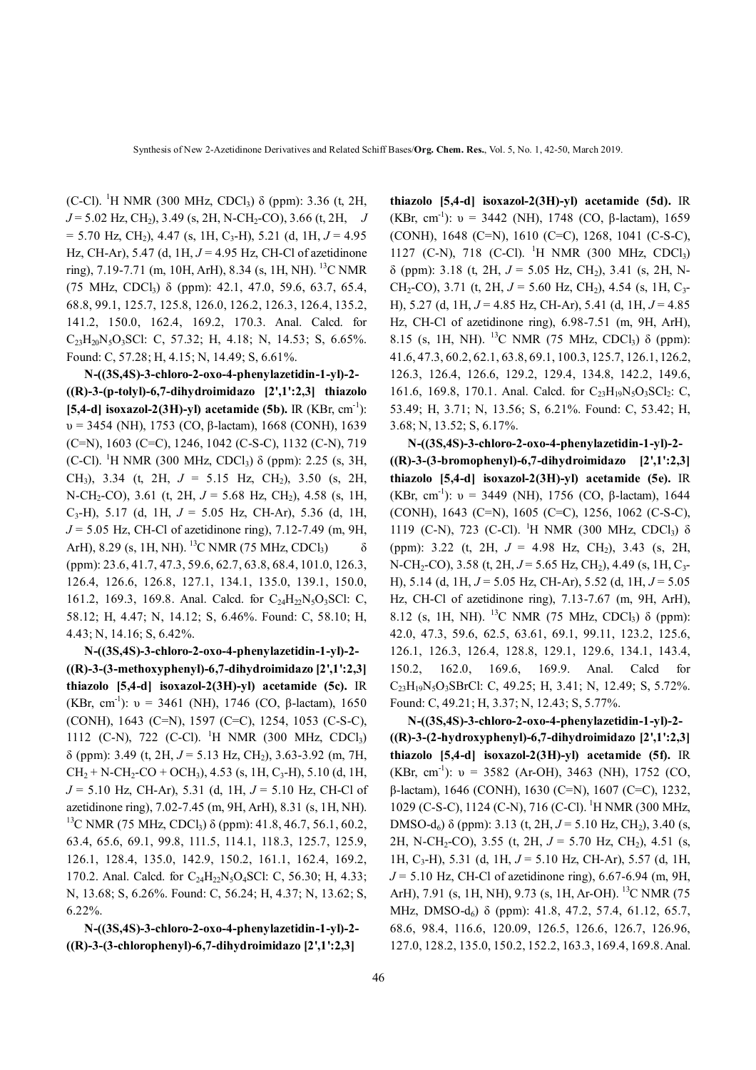(C-Cl). $^1$H NMR (300 MHz, $CDCl_3$) δ (ppm): 3.36 (t, 2H, $J$ = 5.02 Hz, $CH_2$), 3.49 (s, 2H, N-$CH_2$-CO), 3.66 (t, 2H, $J$ = 5.70 Hz, $CH_2$), 4.47 (s, 1H, $C_3$-H), 5.21 (d, 1H, $J$ = 4.95 Hz, CH-Ar), 5.47 (d, 1H, $J$ = 4.95 Hz, CH-Cl of azetidinone ring), 7.19-7.71 (m, 10H, ArH), 8.34 (s, 1H, NH). $^{13}$C NMR (75 MHz, $CDCl_3$) δ (ppm): 42.1, 47.0, 59.6, 63.7, 65.4, 68.8, 99.1, 125.7, 125.8, 126.0, 126.2, 126.3, 126.4, 135.2, 141.2, 150.0, 162.4, 169.2, 170.3. Anal. Calcd. for $C_{23}H_{20}N_5O_3SCl$: C, 57.32; H, 4.18; N, 14.53; S, 6.65%. Found: C, 57.28; H, 4.15; N, 14.49; S, 6.61%.

**N-((3S,4S)-3-chloro-2-oxo-4-phenylazetidin-1-yl)-2-((R)-3-(p-tolyl)-6,7-dihydroimidazo [2',1':2,3] thiazolo [5,4-d] isoxazol-2(3H)-yl) acetamide (5b).** IR (KBr, cm$^{-1}$): υ = 3454 (NH), 1753 (CO, β-lactam), 1668 (CONH), 1639 (C=N), 1603 (C=C), 1246, 1042 (C-S-C), 1132 (C-N), 719 (C-Cl). $^1$H NMR (300 MHz, $CDCl_3$) δ (ppm): 2.25 (s, 3H, $CH_3$), 3.34 (t, 2H, $J$ = 5.15 Hz, $CH_2$), 3.50 (s, 2H, N-$CH_2$-CO), 3.61 (t, 2H, $J$ = 5.68 Hz, $CH_2$), 4.58 (s, 1H, $C_3$-H), 5.17 (d, 1H, $J$ = 5.05 Hz, CH-Ar), 5.36 (d, 1H, $J$ = 5.05 Hz, CH-Cl of azetidinone ring), 7.12-7.49 (m, 9H, ArH), 8.29 (s, 1H, NH). $^{13}$C NMR (75 MHz, $CDCl_3$) δ (ppm): 23.6, 41.7, 47.3, 59.6, 62.7, 63.8, 68.4, 101.0, 126.3, 126.4, 126.6, 126.8, 127.1, 134.1, 135.0, 139.1, 150.0, 161.2, 169.3, 169.8. Anal. Calcd. for $C_{24}H_{22}N_5O_3SCl$: C, 58.12; H, 4.47; N, 14.12; S, 6.46%. Found: C, 58.10; H, 4.43; N, 14.16; S, 6.42%.

**N-((3S,4S)-3-chloro-2-oxo-4-phenylazetidin-1-yl)-2-((R)-3-(3-methoxyphenyl)-6,7-dihydroimidazo [2',1':2,3] thiazolo [5,4-d] isoxazol-2(3H)-yl) acetamide (5c).** IR (KBr, cm$^{-1}$): υ = 3461 (NH), 1746 (CO, β-lactam), 1650 (CONH), 1643 (C=N), 1597 (C=C), 1254, 1053 (C-S-C), 1112 (C-N), 722 (C-Cl). $^1$H NMR (300 MHz, $CDCl_3$) δ (ppm): 3.49 (t, 2H, $J$ = 5.13 Hz, $CH_2$), 3.63-3.92 (m, 7H, $CH_2$ + N-$CH_2$-CO + $OCH_3$), 4.53 (s, 1H, $C_3$-H), 5.10 (d, 1H, $J$ = 5.10 Hz, CH-Ar), 5.31 (d, 1H, $J$ = 5.10 Hz, CH-Cl of azetidinone ring), 7.02-7.45 (m, 9H, ArH), 8.31 (s, 1H, NH). $^{13}$C NMR (75 MHz, $CDCl_3$) δ (ppm): 41.8, 46.7, 56.1, 60.2, 63.4, 65.6, 69.1, 99.8, 111.5, 114.1, 118.3, 125.7, 125.9, 126.1, 128.4, 135.0, 142.9, 150.2, 161.1, 162.4, 169.2, 170.2. Anal. Calcd. for $C_{24}H_{22}N_5O_4SCl$: C, 56.30; H, 4.33; N, 13.68; S, 6.26%. Found: C, 56.24; H, 4.37; N, 13.62; S, 6.22%.

**N-((3S,4S)-3-chloro-2-oxo-4-phenylazetidin-1-yl)-2-((R)-3-(3-chlorophenyl)-6,7-dihydroimidazo [2',1':2,3] thiazolo [5,4-d] isoxazol-2(3H)-yl) acetamide (5d).** IR (KBr, cm$^{-1}$): υ = 3442 (NH), 1748 (CO, β-lactam), 1659 (CONH), 1648 (C=N), 1610 (C=C), 1268, 1041 (C-S-C), 1127 (C-N), 718 (C-Cl). $^1$H NMR (300 MHz, $CDCl_3$) δ (ppm): 3.18 (t, 2H, $J$ = 5.05 Hz, $CH_2$), 3.41 (s, 2H, N-$CH_2$-CO), 3.71 (t, 2H, $J$ = 5.60 Hz, $CH_2$), 4.54 (s, 1H, $C_3$-H), 5.27 (d, 1H, $J$ = 4.85 Hz, CH-Ar), 5.41 (d, 1H, $J$ = 4.85 Hz, CH-Cl of azetidinone ring), 6.98-7.51 (m, 9H, ArH), 8.15 (s, 1H, NH). $^{13}$C NMR (75 MHz, $CDCl_3$) δ (ppm): 41.6, 47.3, 60.2, 62.1, 63.8, 69.1, 100.3, 125.7, 126.1, 126.2, 126.3, 126.4, 126.6, 129.2, 129.4, 134.8, 142.2, 149.6, 161.6, 169.8, 170.1. Anal. Calcd. for $C_{23}H_{19}N_5O_3SCl_2$: C, 53.49; H, 3.71; N, 13.56; S, 6.21%. Found: C, 53.42; H, 3.68; N, 13.52; S, 6.17%.

**N-((3S,4S)-3-chloro-2-oxo-4-phenylazetidin-1-yl)-2-((R)-3-(3-bromophenyl)-6,7-dihydroimidazo [2',1':2,3] thiazolo [5,4-d] isoxazol-2(3H)-yl) acetamide (5e).** IR (KBr, cm$^{-1}$): υ = 3449 (NH), 1756 (CO, β-lactam), 1644 (CONH), 1643 (C=N), 1605 (C=C), 1256, 1062 (C-S-C), 1119 (C-N), 723 (C-Cl). $^1$H NMR (300 MHz, $CDCl_3$) δ (ppm): 3.22 (t, 2H, $J$ = 4.98 Hz, $CH_2$), 3.43 (s, 2H, N-$CH_2$-CO), 3.58 (t, 2H, $J$ = 5.65 Hz, $CH_2$), 4.49 (s, 1H, $C_3$-H), 5.14 (d, 1H, $J$ = 5.05 Hz, CH-Ar), 5.52 (d, 1H, $J$ = 5.05 Hz, CH-Cl of azetidinone ring), 7.13-7.67 (m, 9H, ArH), 8.12 (s, 1H, NH). $^{13}$C NMR (75 MHz, $CDCl_3$) δ (ppm): 42.0, 47.3, 59.6, 62.5, 63.61, 69.1, 99.11, 123.2, 125.6, 126.1, 126.3, 126.4, 128.8, 129.1, 129.6, 134.1, 143.4, 150.2, 162.0, 169.6, 169.9. Anal. Calcd for $C_{23}H_{19}N_5O_3SBrCl$: C, 49.25; H, 3.41; N, 12.49; S, 5.72%. Found: C, 49.21; H, 3.37; N, 12.43; S, 5.77%.

**N-((3S,4S)-3-chloro-2-oxo-4-phenylazetidin-1-yl)-2-((R)-3-(2-hydroxyphenyl)-6,7-dihydroimidazo [2',1':2,3] thiazolo [5,4-d] isoxazol-2(3H)-yl) acetamide (5f).** IR (KBr, cm$^{-1}$): υ = 3582 (Ar-OH), 3463 (NH), 1752 (CO, β-lactam), 1646 (CONH), 1630 (C=N), 1607 (C=C), 1232, 1029 (C-S-C), 1124 (C-N), 716 (C-Cl). $^1$H NMR (300 MHz, DMSO-$d_6$) δ (ppm): 3.13 (t, 2H, $J$ = 5.10 Hz, $CH_2$), 3.40 (s, 2H, N-$CH_2$-CO), 3.55 (t, 2H, $J$ = 5.70 Hz, $CH_2$), 4.51 (s, 1H, $C_3$-H), 5.31 (d, 1H, $J$ = 5.10 Hz, CH-Ar), 5.57 (d, 1H, $J$ = 5.10 Hz, CH-Cl of azetidinone ring), 6.67-6.94 (m, 9H, ArH), 7.91 (s, 1H, NH), 9.73 (s, 1H, Ar-OH). $^{13}$C NMR (75 MHz, DMSO-$d_6$) δ (ppm): 41.8, 47.2, 57.4, 61.12, 65.7, 68.6, 98.4, 116.6, 120.09, 126.5, 126.6, 126.7, 126.96, 127.0, 128.2, 135.0, 150.2, 152.2, 163.3, 169.4, 169.8. Anal.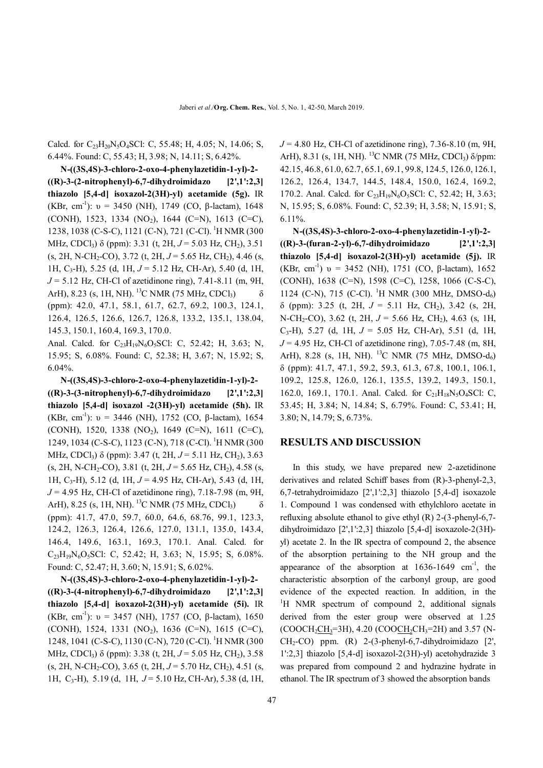Calcd. for $C_{23}H_{20}N_5O_4SCl$: C, 55.48; H, 4.05; N, 14.06; S, 6.44%. Found: C, 55.43; H, 3.98; N, 14.11; S, 6.42%.

**N-((3S,4S)-3-chloro-2-oxo-4-phenylazetidin-1-yl)-2-((R)-3-(2-nitrophenyl)-6,7-dihydroimidazo [2',1':2,3] thiazolo [5,4-d] isoxazol-2(3H)-yl) acetamide (5g).** IR (KBr, $cm^{-1}$): υ = 3450 (NH), 1749 (CO, β-lactam), 1648 (CONH), 1523, 1334 ($NO_2$), 1644 (C=N), 1613 (C=C), 1238, 1038 (C-S-C), 1121 (C-N), 721 (C-Cl). $^1$H NMR (300 MHz, $CDCl_3$) δ (ppm): 3.31 (t, 2H, *J* = 5.03 Hz, $CH_2$), 3.51 (s, 2H, N-$CH_2$-CO), 3.72 (t, 2H, *J* = 5.65 Hz, $CH_2$), 4.46 (s, 1H, $C_3$-H), 5.25 (d, 1H, *J* = 5.12 Hz, CH-Ar), 5.40 (d, 1H, *J* = 5.12 Hz, CH-Cl of azetidinone ring), 7.41-8.11 (m, 9H, ArH), 8.23 (s, 1H, NH). $^{13}$C NMR (75 MHz, $CDCl_3$) δ (ppm): 42.0, 47.1, 58.1, 61.7, 62.7, 69.2, 100.3, 124.1, 126.4, 126.5, 126.6, 126.7, 126.8, 133.2, 135.1, 138.04, 145.3, 150.1, 160.4, 169.3, 170.0.

Anal. Calcd. for $C_{23}H_{19}N_6O_5SCl$: C, 52.42; H, 3.63; N, 15.95; S, 6.08%. Found: C, 52.38; H, 3.67; N, 15.92; S, 6.04%.

**N-((3S,4S)-3-chloro-2-oxo-4-phenylazetidin-1-yl)-2-((R)-3-(3-nitrophenyl)-6,7-dihydroimidazo [2',1':2,3] thiazolo [5,4-d] isoxazol -2(3H)-yl) acetamide (5h).** IR (KBr, $cm^{-1}$): υ = 3446 (NH), 1752 (CO, β-lactam), 1654 (CONH), 1520, 1338 ($NO_2$), 1649 (C=N), 1611 (C=C), 1249, 1034 (C-S-C), 1123 (C-N), 718 (C-Cl). $^1$H NMR (300 MHz, $CDCl_3$) δ (ppm): 3.47 (t, 2H, *J* = 5.11 Hz, $CH_2$), 3.63 (s, 2H, N-$CH_2$-CO), 3.81 (t, 2H, *J* = 5.65 Hz, $CH_2$), 4.58 (s, 1H, $C_3$-H), 5.12 (d, 1H, *J* = 4.95 Hz, CH-Ar), 5.43 (d, 1H, *J* = 4.95 Hz, CH-Cl of azetidinone ring), 7.18-7.98 (m, 9H, ArH), 8.25 (s, 1H, NH). $^{13}$C NMR (75 MHz, $CDCl_3$) δ (ppm): 41.7, 47.0, 59.7, 60.0, 64.6, 68.76, 99.1, 123.3, 124.2, 126.3, 126.4, 126.6, 127.0, 131.1, 135.0, 143.4, 146.4, 149.6, 163.1, 169.3, 170.1. Anal. Calcd. for $C_{23}H_{19}N_6O_5SCl$: C, 52.42; H, 3.63; N, 15.95; S, 6.08%. Found: C, 52.47; H, 3.60; N, 15.91; S, 6.02%.

**N-((3S,4S)-3-chloro-2-oxo-4-phenylazetidin-1-yl)-2-((R)-3-(4-nitrophenyl)-6,7-dihydroimidazo [2',1':2,3] thiazolo [5,4-d] isoxazol-2(3H)-yl) acetamide (5i).** IR (KBr, $cm^{-1}$): υ = 3457 (NH), 1757 (CO, β-lactam), 1650 (CONH), 1524, 1331 ($NO_2$), 1636 (C=N), 1615 (C=C), 1248, 1041 (C-S-C), 1130 (C-N), 720 (C-Cl). $^1$H NMR (300 MHz, $CDCl_3$) δ (ppm): 3.38 (t, 2H, *J* = 5.05 Hz, $CH_2$), 3.58 (s, 2H, N-$CH_2$-CO), 3.65 (t, 2H, *J* = 5.70 Hz, $CH_2$), 4.51 (s, 1H, $C_3$-H), 5.19 (d, 1H, *J* = 5.10 Hz, CH-Ar), 5.38 (d, 1H, *J* = 4.80 Hz, CH-Cl of azetidinone ring), 7.36-8.10 (m, 9H, ArH), 8.31 (s, 1H, NH). $^{13}$C NMR (75 MHz, $CDCl_3$) δ/ppm: 42.15, 46.8, 61.0, 62.7, 65.1, 69.1, 99.8, 124.5, 126.0, 126.1, 126.2, 126.4, 134.7, 144.5, 148.4, 150.0, 162.4, 169.2, 170.2. Anal. Calcd. for $C_{23}H_{19}N_6O_5SCl$: C, 52.42; H, 3.63; N, 15.95; S, 6.08%. Found: C, 52.39; H, 3.58; N, 15.91; S, 6.11%.

**N-((3S,4S)-3-chloro-2-oxo-4-phenylazetidin-1-yl)-2-((R)-3-(furan-2-yl)-6,7-dihydroimidazo [2',1':2,3] thiazolo [5,4-d] isoxazol-2(3H)-yl) acetamide (5j).** IR (KBr, $cm^{-1}$) υ = 3452 (NH), 1751 (CO, β-lactam), 1652 (CONH), 1638 (C=N), 1598 (C=C), 1258, 1066 (C-S-C), 1124 (C-N), 715 (C-Cl). $^1$H NMR (300 MHz, DMSO-$d_6$) δ (ppm): 3.25 (t, 2H, *J* = 5.11 Hz, $CH_2$), 3.42 (s, 2H, N-$CH_2$-CO), 3.62 (t, 2H, *J* = 5.66 Hz, $CH_2$), 4.63 (s, 1H, $C_3$-H), 5.27 (d, 1H, *J* = 5.05 Hz, CH-Ar), 5.51 (d, 1H, *J* = 4.95 Hz, CH-Cl of azetidinone ring), 7.05-7.48 (m, 8H, ArH), 8.28 (s, 1H, NH). $^{13}$C NMR (75 MHz, DMSO-$d_6$) δ (ppm): 41.7, 47.1, 59.2, 59.3, 61.3, 67.8, 100.1, 106.1, 109.2, 125.8, 126.0, 126.1, 135.5, 139.2, 149.3, 150.1, 162.0, 169.1, 170.1. Anal. Calcd. for $C_{21}H_{18}N_5O_4SCl$: C, 53.45; H, 3.84; N, 14.84; S, 6.79%. Found: C, 53.41; H, 3.80; N, 14.79; S, 6.73%.

## RESULTS AND DISCUSSION

In this study, we have prepared new 2-azetidinone derivatives and related Schiff bases from (R)-3-phenyl-2,3,6,7-tetrahydroimidazo [2',1':2,3] thiazolo [5,4-d] isoxazole 1. Compound 1 was condensed with ethylchloro acetate in refluxing absolute ethanol to give ethyl (R) 2-(3-phenyl-6,7-dihydroimidazo [2',1':2,3] thiazolo [5,4-d] isoxazole-2(3H)-yl) acetate 2. In the IR spectra of compound 2, the absence of the absorption pertaining to the NH group and the appearance of the absorption at 1636-1649 $cm^{-1}$, the characteristic absorption of the carbonyl group, are good evidence of the expected reaction. In addition, in the $^1$H NMR spectrum of compound 2, additional signals derived from the ester group were observed at 1.25 (COOCH$_2$<u>CH$_3$</u>=3H), 4.20 (COO<u>CH$_2$</u>CH$_3$=2H) and 3.57 (N-$CH_2$-CO) ppm. (R) 2-(3-phenyl-6,7-dihydroimidazo [2', 1':2,3] thiazolo [5,4-d] isoxazol-2(3H)-yl) acetohydrazide 3 was prepared from compound 2 and hydrazine hydrate in ethanol. The IR spectrum of 3 showed the absorption bands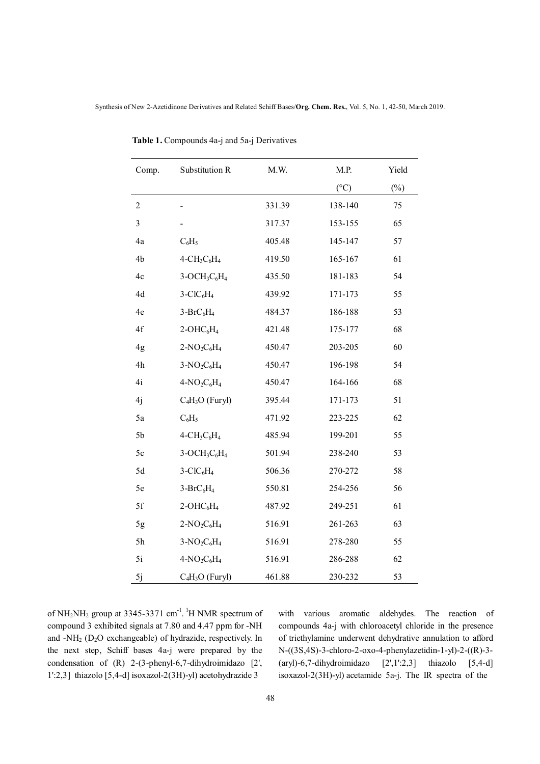**Table 1.** Compounds 4a-j and 5a-j Derivatives

| Comp. | Substitution R | M.W. | M.P. (°C) | Yield (%) |
|---|---|---|---|---|
| 2 | - | 331.39 | 138-140 | 75 |
| 3 | - | 317.37 | 153-155 | 65 |
| 4a | $C_6H_5$ | 405.48 | 145-147 | 57 |
| 4b | 4-$CH_3C_6H_4$ | 419.50 | 165-167 | 61 |
| 4c | 3-$OCH_3C_6H_4$ | 435.50 | 181-183 | 54 |
| 4d | 3-$ClC_6H_4$ | 439.92 | 171-173 | 55 |
| 4e | 3-$BrC_6H_4$ | 484.37 | 186-188 | 53 |
| 4f | 2-$OHC_6H_4$ | 421.48 | 175-177 | 68 |
| 4g | 2-$NO_2C_6H_4$ | 450.47 | 203-205 | 60 |
| 4h | 3-$NO_2C_6H_4$ | 450.47 | 196-198 | 54 |
| 4i | 4-$NO_2C_6H_4$ | 450.47 | 164-166 | 68 |
| 4j | $C_4H_3O$ (Furyl) | 395.44 | 171-173 | 51 |
| 5a | $C_6H_5$ | 471.92 | 223-225 | 62 |
| 5b | 4-$CH_3C_6H_4$ | 485.94 | 199-201 | 55 |
| 5c | 3-$OCH_3C_6H_4$ | 501.94 | 238-240 | 53 |
| 5d | 3-$ClC_6H_4$ | 506.36 | 270-272 | 58 |
| 5e | 3-$BrC_6H_4$ | 550.81 | 254-256 | 56 |
| 5f | 2-$OHC_6H_4$ | 487.92 | 249-251 | 61 |
| 5g | 2-$NO_2C_6H_4$ | 516.91 | 261-263 | 63 |
| 5h | 3-$NO_2C_6H_4$ | 516.91 | 278-280 | 55 |
| 5i | 4-$NO_2C_6H_4$ | 516.91 | 286-288 | 62 |
| 5j | $C_4H_3O$ (Furyl) | 461.88 | 230-232 | 53 |

of $NH_2NH_2$ group at 3345-3371 $cm^{-1}$. $^1H$ NMR spectrum of compound 3 exhibited signals at 7.80 and 4.47 ppm for -NH and -$NH_2$ ($D_2O$ exchangeable) of hydrazide, respectively. In the next step, Schiff bases 4a-j were prepared by the condensation of (R) 2-(3-phenyl-6,7-dihydroimidazo [2', 1':2,3] thiazolo [5,4-d] isoxazol-2(3H)-yl) acetohydrazide 3 with various aromatic aldehydes. The reaction of compounds 4a-j with chloroacetyl chloride in the presence of triethylamine underwent dehydrative annulation to afford N-((3S,4S)-3-chloro-2-oxo-4-phenylazetidin-1-yl)-2-((R)-3-(aryl)-6,7-dihydroimidazo [2',1':2,3] thiazolo [5,4-d] isoxazol-2(3H)-yl) acetamide 5a-j. The IR spectra of the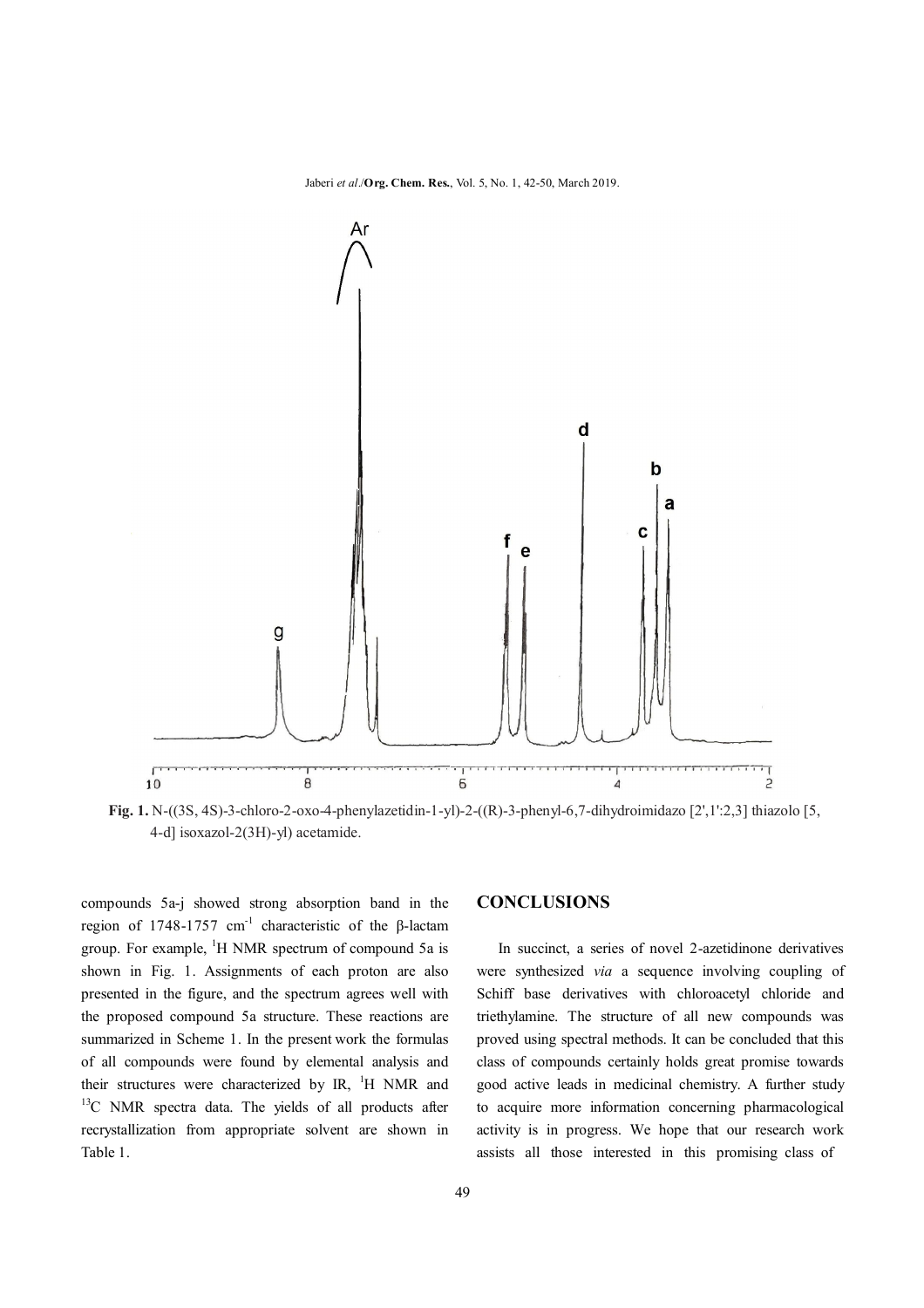**Fig. 1.** N-((3S, 4S)-3-chloro-2-oxo-4-phenylazetidin-1-yl)-2-((R)-3-phenyl-6,7-dihydroimidazo [2',1':2,3] thiazolo [5, 4-d] isoxazol-2(3H)-yl) acetamide.

compounds 5a-j showed strong absorption band in the region of 1748-1757 $cm^{-1}$ characteristic of the β-lactam group. For example, $^{1}H$ NMR spectrum of compound 5a is shown in Fig. 1. Assignments of each proton are also presented in the figure, and the spectrum agrees well with the proposed compound 5a structure. These reactions are summarized in Scheme 1. In the present work the formulas of all compounds were found by elemental analysis and their structures were characterized by IR, $^{1}H$ NMR and $^{13}C$ NMR spectra data. The yields of all products after recrystallization from appropriate solvent are shown in Table 1.

## CONCLUSIONS

In succinct, a series of novel 2-azetidinone derivatives were synthesized *via* a sequence involving coupling of Schiff base derivatives with chloroacetyl chloride and triethylamine. The structure of all new compounds was proved using spectral methods. It can be concluded that this class of compounds certainly holds great promise towards good active leads in medicinal chemistry. A further study to acquire more information concerning pharmacological activity is in progress. We hope that our research work assists all those interested in this promising class of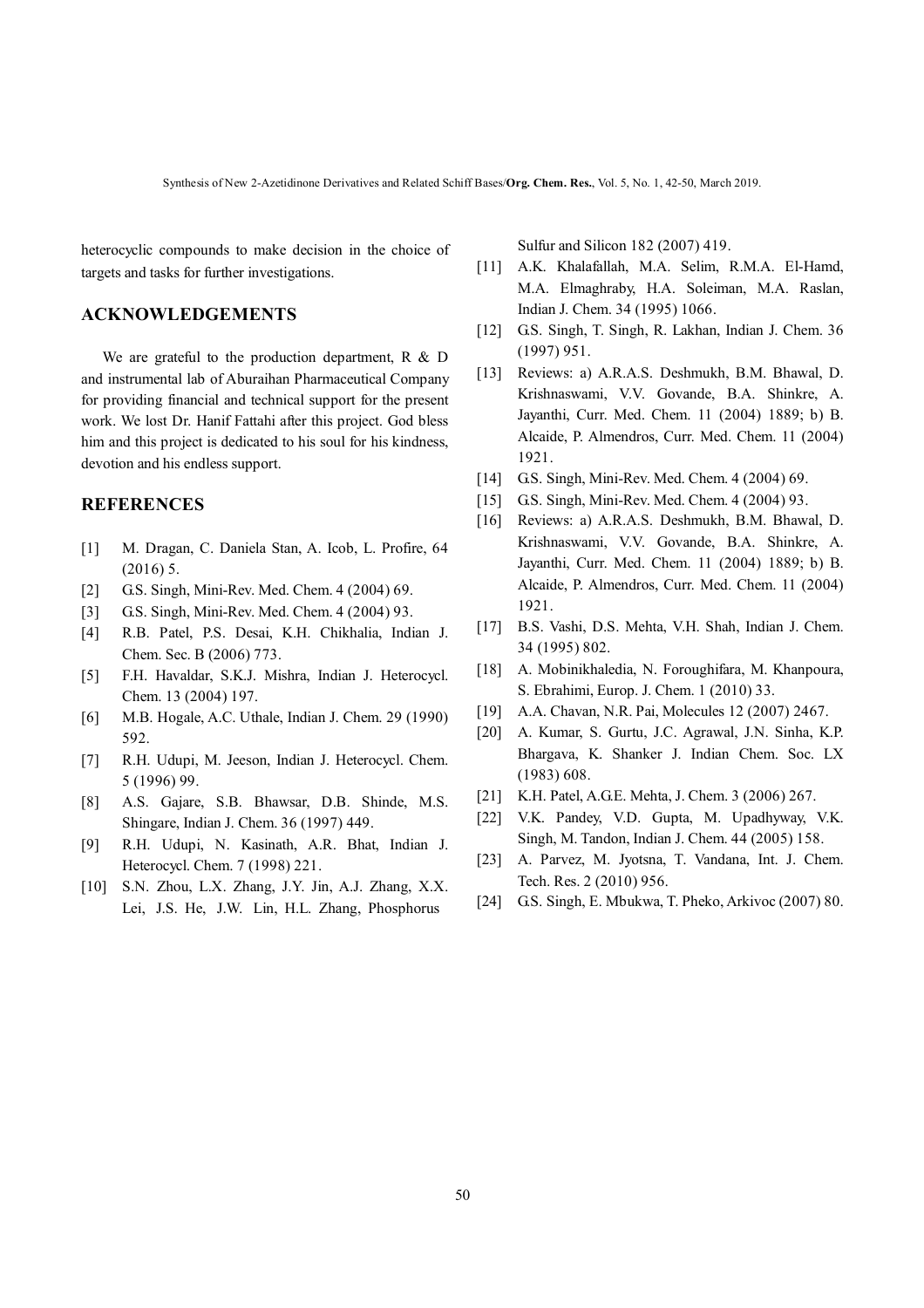heterocyclic compounds to make decision in the choice of targets and tasks for further investigations.

## ACKNOWLEDGEMENTS

We are grateful to the production department, R & D and instrumental lab of Aburaihan Pharmaceutical Company for providing financial and technical support for the present work. We lost Dr. Hanif Fattahi after this project. God bless him and this project is dedicated to his soul for his kindness, devotion and his endless support.

## REFERENCES

[1] M. Dragan, C. Daniela Stan, A. Icob, L. Profire, 64 (2016) 5.

[2] G.S. Singh, Mini-Rev. Med. Chem. 4 (2004) 69.

[3] G.S. Singh, Mini-Rev. Med. Chem. 4 (2004) 93.

[4] R.B. Patel, P.S. Desai, K.H. Chikhalia, Indian J. Chem. Sec. B (2006) 773.

[5] F.H. Havaldar, S.K.J. Mishra, Indian J. Heterocycl. Chem. 13 (2004) 197.

[6] M.B. Hogale, A.C. Uthale, Indian J. Chem. 29 (1990) 592.

[7] R.H. Udupi, M. Jeeson, Indian J. Heterocycl. Chem. 5 (1996) 99.

[8] A.S. Gajare, S.B. Bhawsar, D.B. Shinde, M.S. Shingare, Indian J. Chem. 36 (1997) 449.

[9] R.H. Udupi, N. Kasinath, A.R. Bhat, Indian J. Heterocycl. Chem. 7 (1998) 221.

[10] S.N. Zhou, L.X. Zhang, J.Y. Jin, A.J. Zhang, X.X. Lei, J.S. He, J.W. Lin, H.L. Zhang, Phosphorus Sulfur and Silicon 182 (2007) 419.

[11] A.K. Khalafallah, M.A. Selim, R.M.A. El-Hamd, M.A. Elmaghraby, H.A. Soleiman, M.A. Raslan, Indian J. Chem. 34 (1995) 1066.

[12] G.S. Singh, T. Singh, R. Lakhan, Indian J. Chem. 36 (1997) 951.

[13] Reviews: a) A.R.A.S. Deshmukh, B.M. Bhawal, D. Krishnaswami, V.V. Govande, B.A. Shinkre, A. Jayanthi, Curr. Med. Chem. 11 (2004) 1889; b) B. Alcaide, P. Almendros, Curr. Med. Chem. 11 (2004) 1921.

[14] G.S. Singh, Mini-Rev. Med. Chem. 4 (2004) 69.

[15] G.S. Singh, Mini-Rev. Med. Chem. 4 (2004) 93.

[16] Reviews: a) A.R.A.S. Deshmukh, B.M. Bhawal, D. Krishnaswami, V.V. Govande, B.A. Shinkre, A. Jayanthi, Curr. Med. Chem. 11 (2004) 1889; b) B. Alcaide, P. Almendros, Curr. Med. Chem. 11 (2004) 1921.

[17] B.S. Vashi, D.S. Mehta, V.H. Shah, Indian J. Chem. 34 (1995) 802.

[18] A. Mobinikhaledia, N. Foroughifara, M. Khanpoura, S. Ebrahimi, Europ. J. Chem. 1 (2010) 33.

[19] A.A. Chavan, N.R. Pai, Molecules 12 (2007) 2467.

[20] A. Kumar, S. Gurtu, J.C. Agrawal, J.N. Sinha, K.P. Bhargava, K. Shanker J. Indian Chem. Soc. LX (1983) 608.

[21] K.H. Patel, A.G.E. Mehta, J. Chem. 3 (2006) 267.

[22] V.K. Pandey, V.D. Gupta, M. Upadhyway, V.K. Singh, M. Tandon, Indian J. Chem. 44 (2005) 158.

[23] A. Parvez, M. Jyotsna, T. Vandana, Int. J. Chem. Tech. Res. 2 (2010) 956.

[24] G.S. Singh, E. Mbukwa, T. Pheko, Arkivoc (2007) 80.